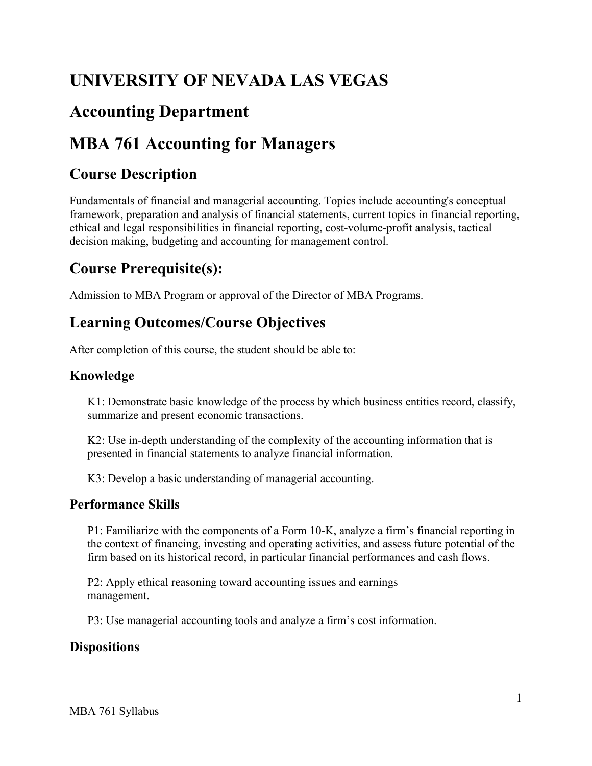# UNIVERSITY OF NEVADA LAS VEGAS

# Accounting Department

# MBA 761 Accounting for Managers

## Course Description

Fundamentals of financial and managerial accounting. Topics include accounting's conceptual framework, preparation and analysis of financial statements, current topics in financial reporting, ethical and legal responsibilities in financial reporting, cost-volume-profit analysis, tactical decision making, budgeting and accounting for management control.

## Course Prerequisite(s):

Admission to MBA Program or approval of the Director of MBA Programs.

## Learning Outcomes/Course Objectives

After completion of this course, the student should be able to:

### Knowledge

K1: Demonstrate basic knowledge of the process by which business entities record, classify, summarize and present economic transactions.

K2: Use in-depth understanding of the complexity of the accounting information that is presented in financial statements to analyze financial information.

K3: Develop a basic understanding of managerial accounting.

### Performance Skills

P1: Familiarize with the components of a Form 10-K, analyze a firm's financial reporting in the context of financing, investing and operating activities, and assess future potential of the firm based on its historical record, in particular financial performances and cash flows.

P2: Apply ethical reasoning toward accounting issues and earnings management.

P3: Use managerial accounting tools and analyze a firm's cost information.

### Dispositions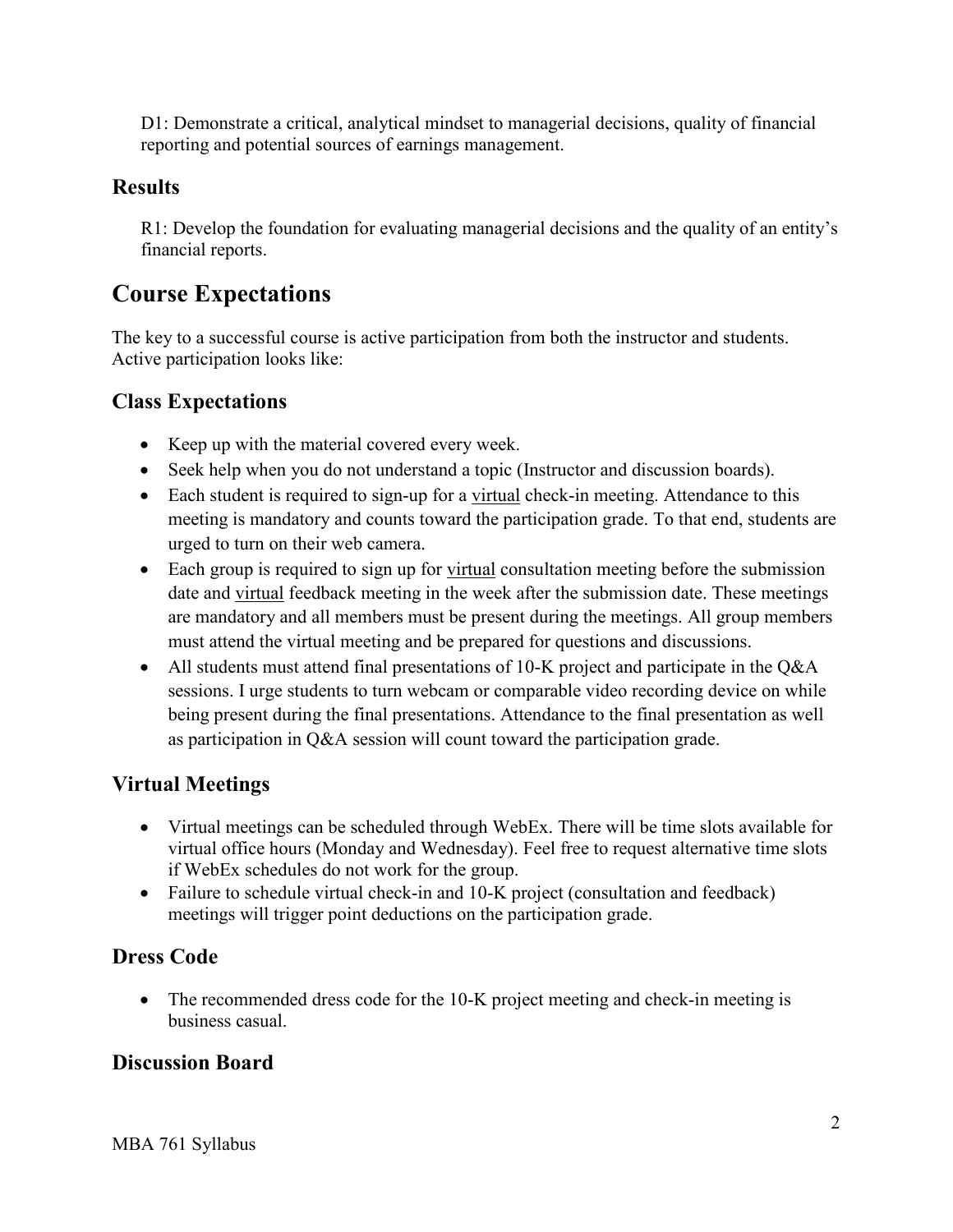D1: Demonstrate a critical, analytical mindset to managerial decisions, quality of financial reporting and potential sources of earnings management.

### Results

R1: Develop the foundation for evaluating managerial decisions and the quality of an entity's financial reports.

## Course Expectations

The key to a successful course is active participation from both the instructor and students. Active participation looks like:

### Class Expectations

- Keep up with the material covered every week.
- Seek help when you do not understand a topic (Instructor and discussion boards).
- Each student is required to sign-up for a virtual check-in meeting. Attendance to this meeting is mandatory and counts toward the participation grade. To that end, students are urged to turn on their web camera.
- Each group is required to sign up for virtual consultation meeting before the submission date and virtual feedback meeting in the week after the submission date. These meetings are mandatory and all members must be present during the meetings. All group members must attend the virtual meeting and be prepared for questions and discussions.
- All students must attend final presentations of 10-K project and participate in the Q&A sessions. I urge students to turn webcam or comparable video recording device on while being present during the final presentations. Attendance to the final presentation as well as participation in Q&A session will count toward the participation grade.

### Virtual Meetings

- Virtual meetings can be scheduled through WebEx. There will be time slots available for virtual office hours (Monday and Wednesday). Feel free to request alternative time slots if WebEx schedules do not work for the group.
- Failure to schedule virtual check-in and 10-K project (consultation and feedback) meetings will trigger point deductions on the participation grade.

### Dress Code

- The recommended dress code for the 10-K project meeting and check-in meeting is business casual.

### Discussion Board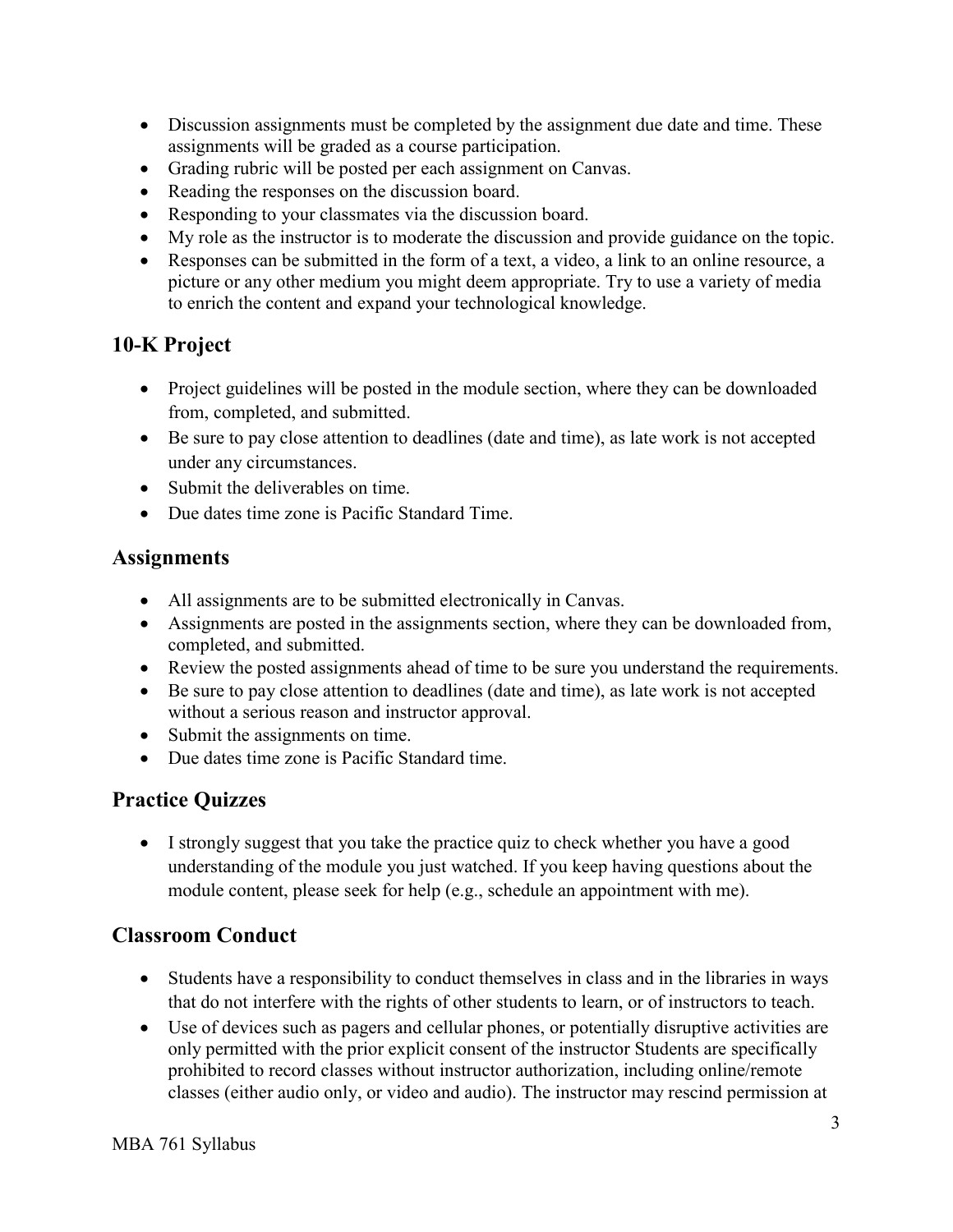- Discussion assignments must be completed by the assignment due date and time. These assignments will be graded as a course participation.
- Grading rubric will be posted per each assignment on Canvas.
- Reading the responses on the discussion board.
- Responding to your classmates via the discussion board.
- My role as the instructor is to moderate the discussion and provide guidance on the topic.
- Responses can be submitted in the form of a text, a video, a link to an online resource, a picture or any other medium you might deem appropriate. Try to use a variety of media to enrich the content and expand your technological knowledge.

## 10-K Project

- Project guidelines will be posted in the module section, where they can be downloaded from, completed, and submitted.
- Be sure to pay close attention to deadlines (date and time), as late work is not accepted under any circumstances.
- Submit the deliverables on time.
- Due dates time zone is Pacific Standard Time.

## Assignments

- All assignments are to be submitted electronically in Canvas.
- Assignments are posted in the assignments section, where they can be downloaded from, completed, and submitted.
- Review the posted assignments ahead of time to be sure you understand the requirements.
- Be sure to pay close attention to deadlines (date and time), as late work is not accepted without a serious reason and instructor approval.
- Submit the assignments on time.
- Due dates time zone is Pacific Standard time.

## Practice Quizzes

- I strongly suggest that you take the practice quiz to check whether you have a good understanding of the module you just watched. If you keep having questions about the module content, please seek for help (e.g., schedule an appointment with me).

## Classroom Conduct

- Students have a responsibility to conduct themselves in class and in the libraries in ways that do not interfere with the rights of other students to learn, or of instructors to teach.
- Use of devices such as pagers and cellular phones, or potentially disruptive activities are only permitted with the prior explicit consent of the instructor Students are specifically prohibited to record classes without instructor authorization, including online/remote classes (either audio only, or video and audio). The instructor may rescind permission at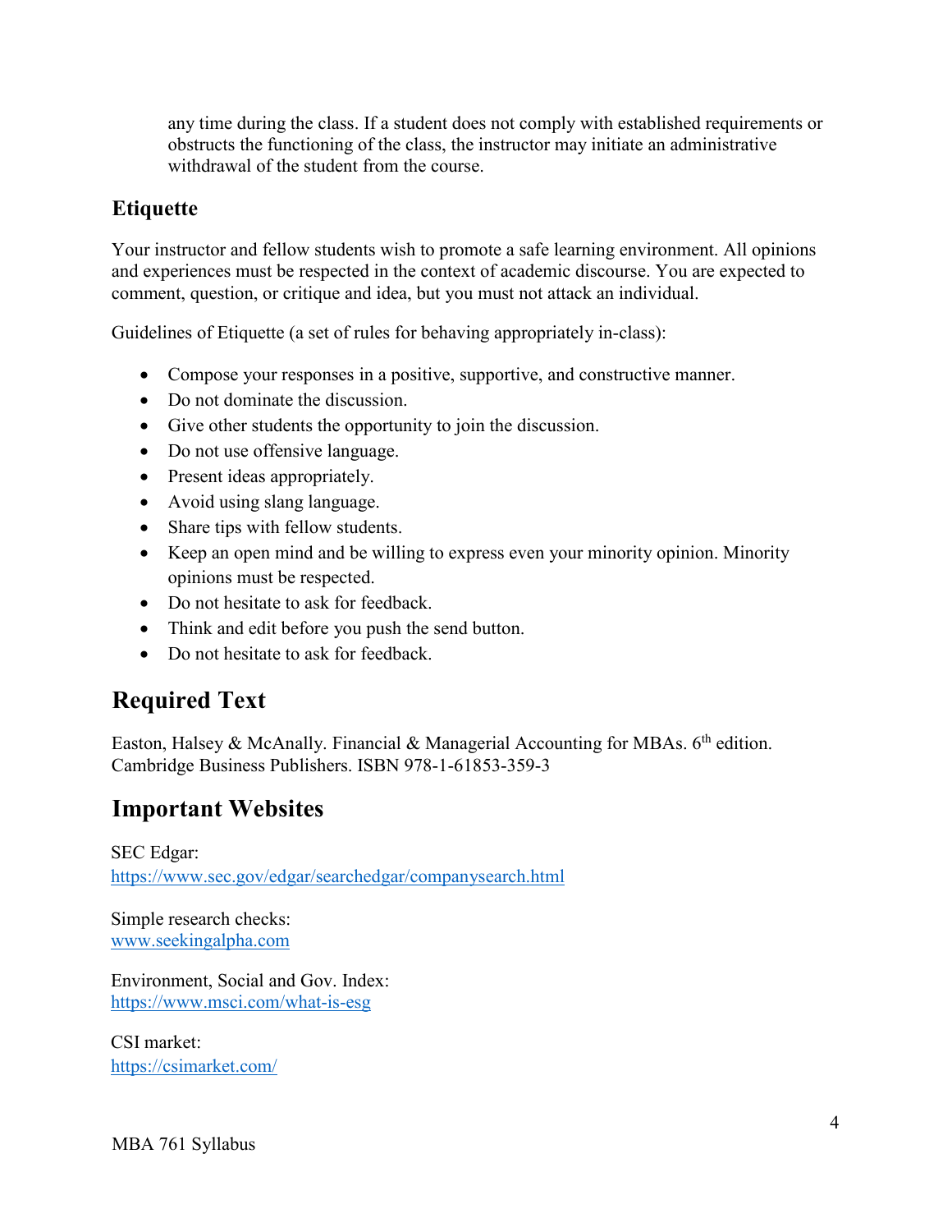any time during the class. If a student does not comply with established requirements or obstructs the functioning of the class, the instructor may initiate an administrative withdrawal of the student from the course.

### Etiquette

Your instructor and fellow students wish to promote a safe learning environment. All opinions and experiences must be respected in the context of academic discourse. You are expected to comment, question, or critique and idea, but you must not attack an individual.

Guidelines of Etiquette (a set of rules for behaving appropriately in-class):

- Compose your responses in a positive, supportive, and constructive manner.
- Do not dominate the discussion.
- Give other students the opportunity to join the discussion.
- Do not use offensive language.
- Present ideas appropriately.
- Avoid using slang language.
- Share tips with fellow students.
- Keep an open mind and be willing to express even your minority opinion. Minority opinions must be respected.
- Do not hesitate to ask for feedback.
- Think and edit before you push the send button.
- Do not hesitate to ask for feedback.

## Required Text

Easton, Halsey & McAnally. Financial & Managerial Accounting for MBAs. 6th edition. Cambridge Business Publishers. ISBN 978-1-61853-359-3

## Important Websites

SEC Edgar:
https://www.sec.gov/edgar/searchedgar/companysearch.html

Simple research checks:
www.seekingalpha.com

Environment, Social and Gov. Index:
https://www.msci.com/what-is-esg

CSI market:
https://csimarket.com/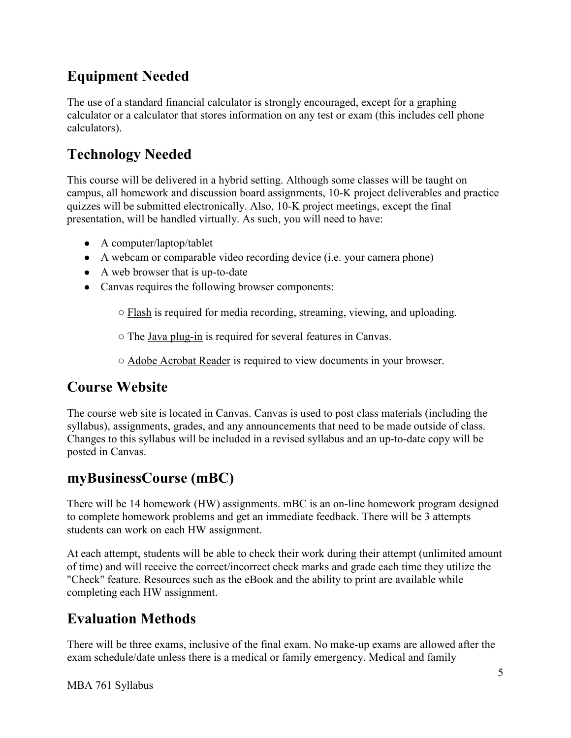## Equipment Needed

The use of a standard financial calculator is strongly encouraged, except for a graphing calculator or a calculator that stores information on any test or exam (this includes cell phone calculators).

## Technology Needed

This course will be delivered in a hybrid setting. Although some classes will be taught on campus, all homework and discussion board assignments, 10-K project deliverables and practice quizzes will be submitted electronically. Also, 10-K project meetings, except the final presentation, will be handled virtually. As such, you will need to have:

- A computer/laptop/tablet
- A webcam or comparable video recording device (i.e. your camera phone)
- A web browser that is up-to-date
- Canvas requires the following browser components:
  - Flash is required for media recording, streaming, viewing, and uploading.
  - The Java plug-in is required for several features in Canvas.
  - Adobe Acrobat Reader is required to view documents in your browser.

## Course Website

The course web site is located in Canvas. Canvas is used to post class materials (including the syllabus), assignments, grades, and any announcements that need to be made outside of class. Changes to this syllabus will be included in a revised syllabus and an up-to-date copy will be posted in Canvas.

## myBusinessCourse (mBC)

There will be 14 homework (HW) assignments. mBC is an on-line homework program designed to complete homework problems and get an immediate feedback. There will be 3 attempts students can work on each HW assignment.

At each attempt, students will be able to check their work during their attempt (unlimited amount of time) and will receive the correct/incorrect check marks and grade each time they utilize the "Check" feature. Resources such as the eBook and the ability to print are available while completing each HW assignment.

## Evaluation Methods

There will be three exams, inclusive of the final exam. No make-up exams are allowed after the exam schedule/date unless there is a medical or family emergency. Medical and family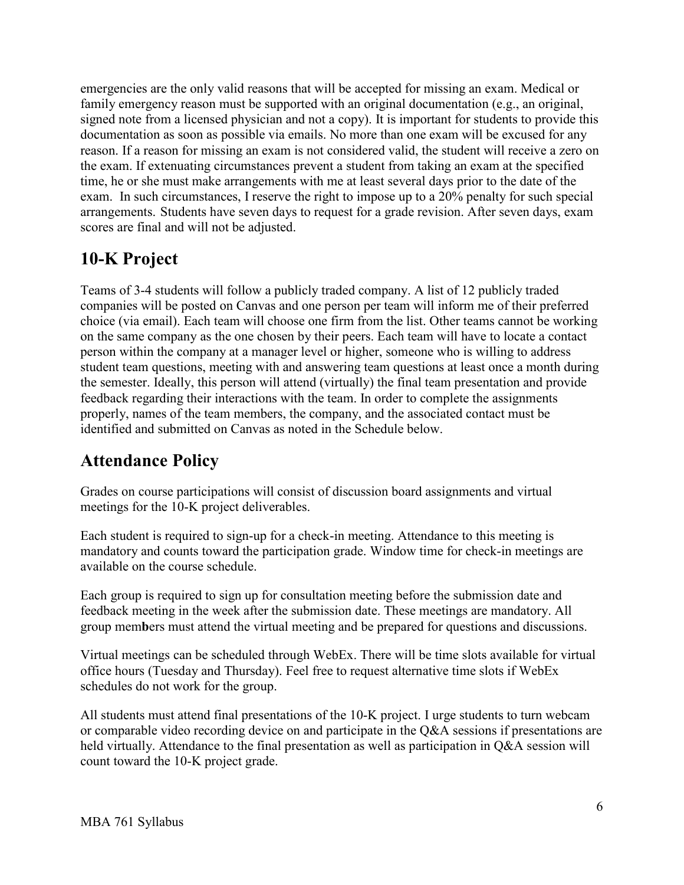emergencies are the only valid reasons that will be accepted for missing an exam. Medical or family emergency reason must be supported with an original documentation (e.g., an original, signed note from a licensed physician and not a copy). It is important for students to provide this documentation as soon as possible via emails. No more than one exam will be excused for any reason. If a reason for missing an exam is not considered valid, the student will receive a zero on the exam. If extenuating circumstances prevent a student from taking an exam at the specified time, he or she must make arrangements with me at least several days prior to the date of the exam. In such circumstances, I reserve the right to impose up to a 20% penalty for such special arrangements. Students have seven days to request for a grade revision. After seven days, exam scores are final and will not be adjusted.

## 10-K Project

Teams of 3-4 students will follow a publicly traded company. A list of 12 publicly traded companies will be posted on Canvas and one person per team will inform me of their preferred choice (via email). Each team will choose one firm from the list. Other teams cannot be working on the same company as the one chosen by their peers. Each team will have to locate a contact person within the company at a manager level or higher, someone who is willing to address student team questions, meeting with and answering team questions at least once a month during the semester. Ideally, this person will attend (virtually) the final team presentation and provide feedback regarding their interactions with the team. In order to complete the assignments properly, names of the team members, the company, and the associated contact must be identified and submitted on Canvas as noted in the Schedule below.

## Attendance Policy

Grades on course participations will consist of discussion board assignments and virtual meetings for the 10-K project deliverables.

Each student is required to sign-up for a check-in meeting. Attendance to this meeting is mandatory and counts toward the participation grade. Window time for check-in meetings are available on the course schedule.

Each group is required to sign up for consultation meeting before the submission date and feedback meeting in the week after the submission date. These meetings are mandatory. All group members must attend the virtual meeting and be prepared for questions and discussions.

Virtual meetings can be scheduled through WebEx. There will be time slots available for virtual office hours (Tuesday and Thursday). Feel free to request alternative time slots if WebEx schedules do not work for the group.

All students must attend final presentations of the 10-K project. I urge students to turn webcam or comparable video recording device on and participate in the Q&A sessions if presentations are held virtually. Attendance to the final presentation as well as participation in Q&A session will count toward the 10-K project grade.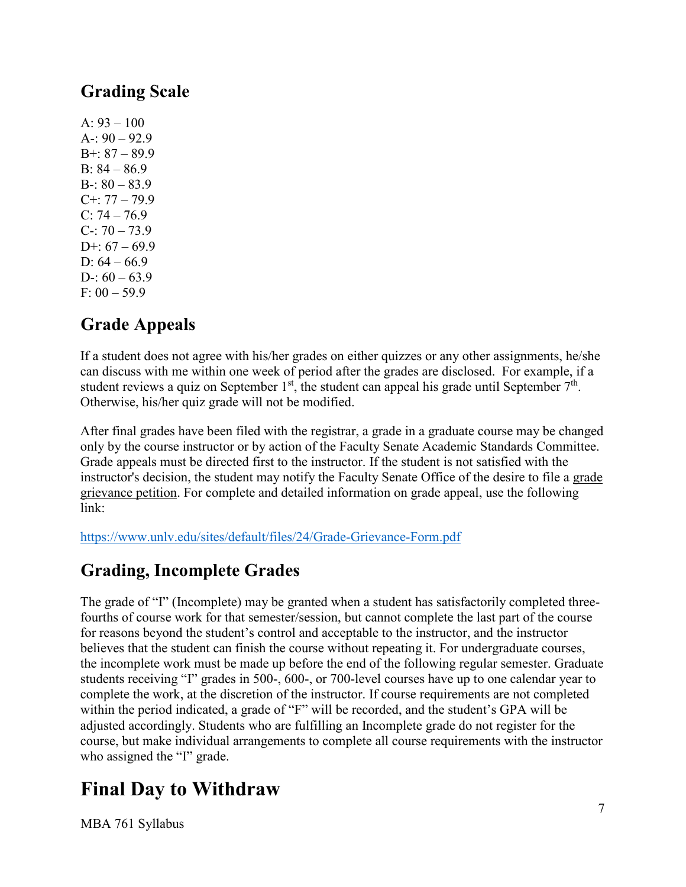## Grading Scale

A: 93 – 100
A-: 90 – 92.9
B+: 87 – 89.9
B: 84 – 86.9
B-: 80 – 83.9
C+: 77 – 79.9
C: 74 – 76.9
C-: 70 – 73.9
D+: 67 – 69.9
D: 64 – 66.9
D-: 60 – 63.9
F: 00 – 59.9

## Grade Appeals

If a student does not agree with his/her grades on either quizzes or any other assignments, he/she can discuss with me within one week of period after the grades are disclosed. For example, if a student reviews a quiz on September 1st, the student can appeal his grade until September 7th. Otherwise, his/her quiz grade will not be modified.

After final grades have been filed with the registrar, a grade in a graduate course may be changed only by the course instructor or by action of the Faculty Senate Academic Standards Committee. Grade appeals must be directed first to the instructor. If the student is not satisfied with the instructor's decision, the student may notify the Faculty Senate Office of the desire to file a grade grievance petition. For complete and detailed information on grade appeal, use the following link:

https://www.unlv.edu/sites/default/files/24/Grade-Grievance-Form.pdf

## Grading, Incomplete Grades

The grade of "I" (Incomplete) may be granted when a student has satisfactorily completed three-fourths of course work for that semester/session, but cannot complete the last part of the course for reasons beyond the student's control and acceptable to the instructor, and the instructor believes that the student can finish the course without repeating it. For undergraduate courses, the incomplete work must be made up before the end of the following regular semester. Graduate students receiving "I" grades in 500-, 600-, or 700-level courses have up to one calendar year to complete the work, at the discretion of the instructor. If course requirements are not completed within the period indicated, a grade of "F" will be recorded, and the student's GPA will be adjusted accordingly. Students who are fulfilling an Incomplete grade do not register for the course, but make individual arrangements to complete all course requirements with the instructor who assigned the "I" grade.

# Final Day to Withdraw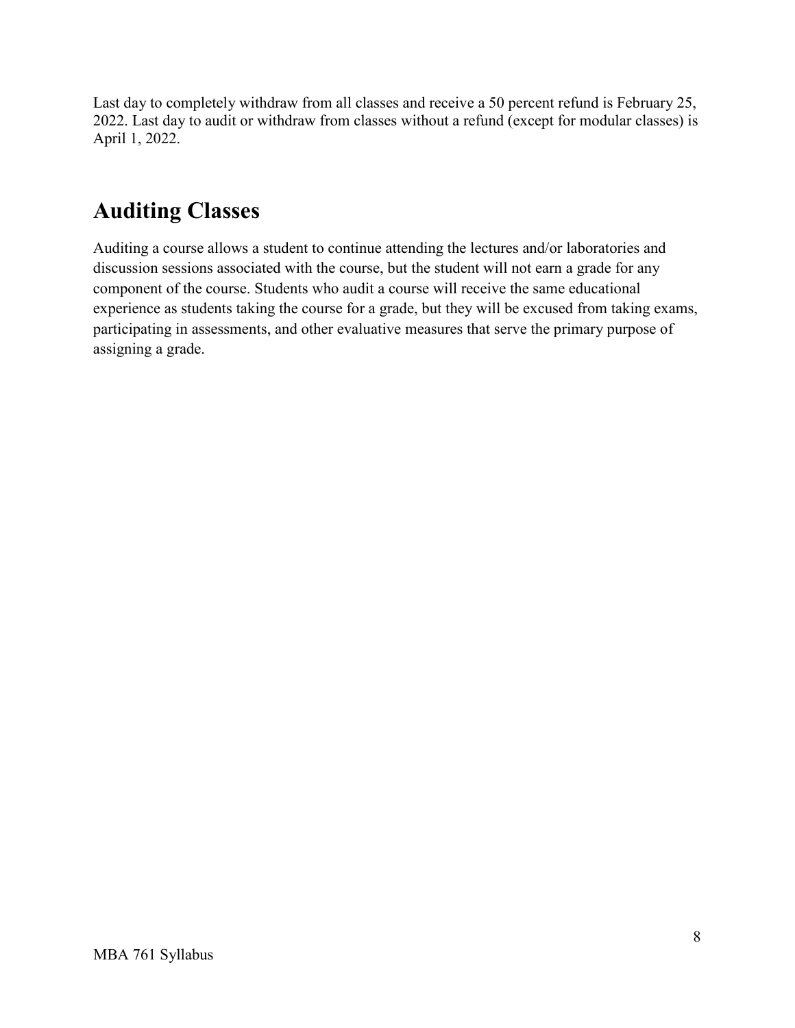Last day to completely withdraw from all classes and receive a 50 percent refund is February 25, 2022. Last day to audit or withdraw from classes without a refund (except for modular classes) is April 1, 2022.

## Auditing Classes

Auditing a course allows a student to continue attending the lectures and/or laboratories and discussion sessions associated with the course, but the student will not earn a grade for any component of the course. Students who audit a course will receive the same educational experience as students taking the course for a grade, but they will be excused from taking exams, participating in assessments, and other evaluative measures that serve the primary purpose of assigning a grade.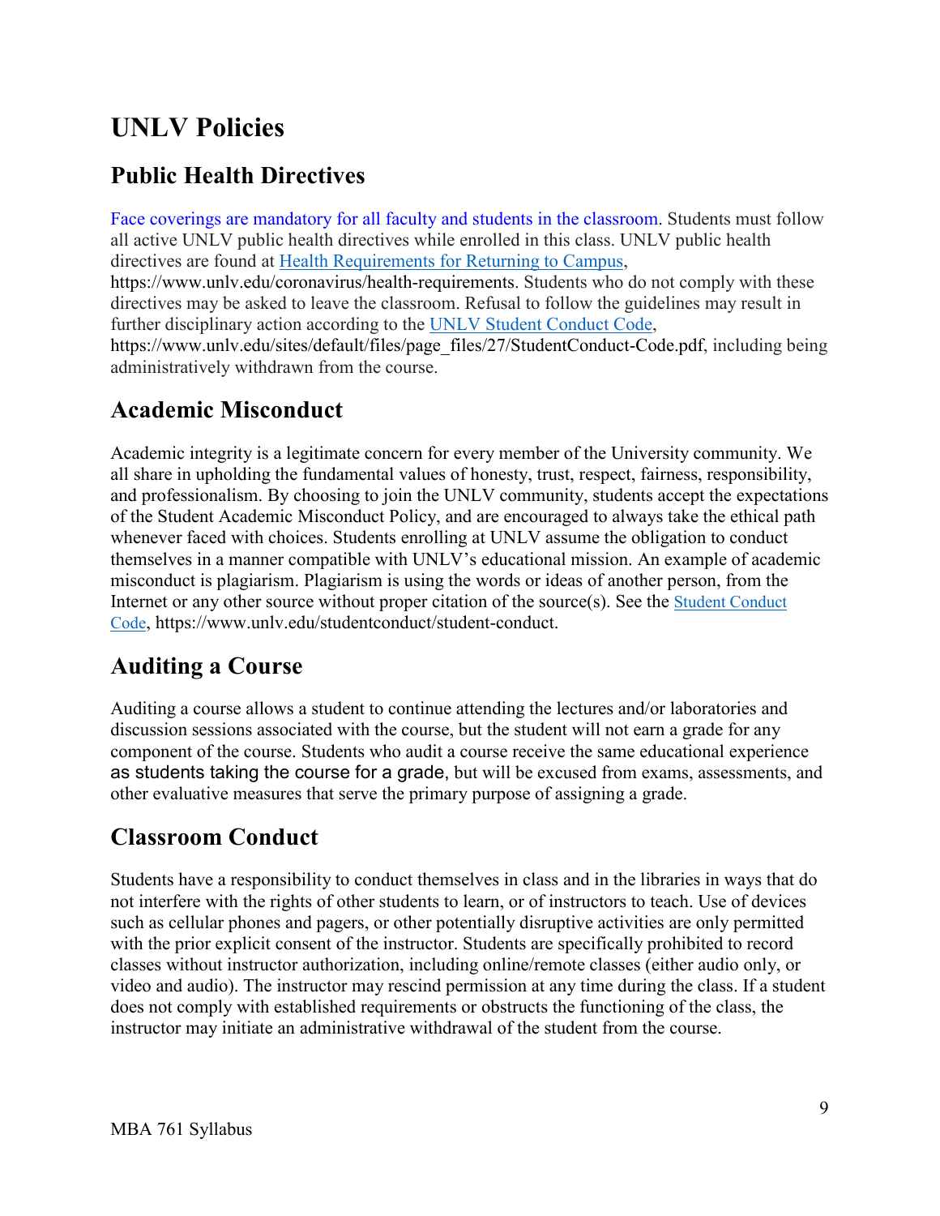# UNLV Policies

## Public Health Directives

Face coverings are mandatory for all faculty and students in the classroom. Students must follow all active UNLV public health directives while enrolled in this class. UNLV public health directives are found at [Health Requirements for Returning to Campus](https://www.unlv.edu/coronavirus/health-requirements), https://www.unlv.edu/coronavirus/health-requirements. Students who do not comply with these directives may be asked to leave the classroom. Refusal to follow the guidelines may result in further disciplinary action according to the [UNLV Student Conduct Code](https://www.unlv.edu/sites/default/files/page_files/27/StudentConduct-Code.pdf), https://www.unlv.edu/sites/default/files/page_files/27/StudentConduct-Code.pdf, including being administratively withdrawn from the course.

## Academic Misconduct

Academic integrity is a legitimate concern for every member of the University community. We all share in upholding the fundamental values of honesty, trust, respect, fairness, responsibility, and professionalism. By choosing to join the UNLV community, students accept the expectations of the Student Academic Misconduct Policy, and are encouraged to always take the ethical path whenever faced with choices. Students enrolling at UNLV assume the obligation to conduct themselves in a manner compatible with UNLV's educational mission. An example of academic misconduct is plagiarism. Plagiarism is using the words or ideas of another person, from the Internet or any other source without proper citation of the source(s). See the [Student Conduct Code](https://www.unlv.edu/studentconduct/student-conduct), https://www.unlv.edu/studentconduct/student-conduct.

## Auditing a Course

Auditing a course allows a student to continue attending the lectures and/or laboratories and discussion sessions associated with the course, but the student will not earn a grade for any component of the course. Students who audit a course receive the same educational experience as students taking the course for a grade, but will be excused from exams, assessments, and other evaluative measures that serve the primary purpose of assigning a grade.

## Classroom Conduct

Students have a responsibility to conduct themselves in class and in the libraries in ways that do not interfere with the rights of other students to learn, or of instructors to teach. Use of devices such as cellular phones and pagers, or other potentially disruptive activities are only permitted with the prior explicit consent of the instructor. Students are specifically prohibited to record classes without instructor authorization, including online/remote classes (either audio only, or video and audio). The instructor may rescind permission at any time during the class. If a student does not comply with established requirements or obstructs the functioning of the class, the instructor may initiate an administrative withdrawal of the student from the course.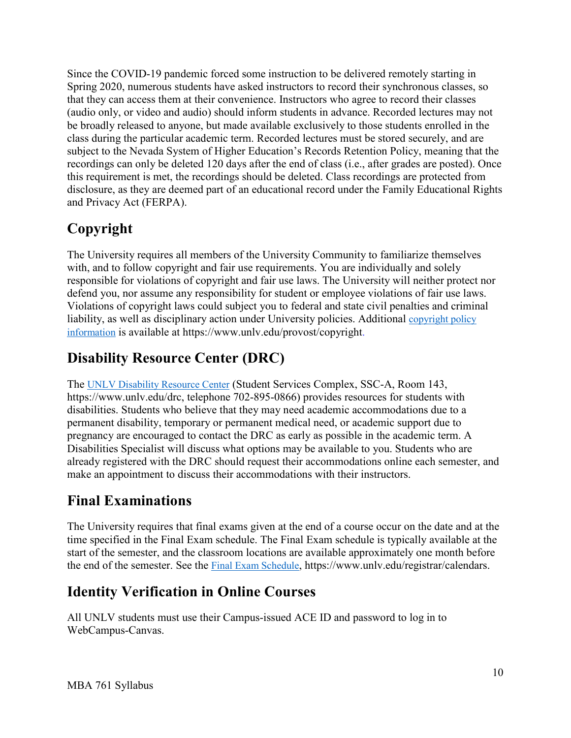Since the COVID-19 pandemic forced some instruction to be delivered remotely starting in Spring 2020, numerous students have asked instructors to record their synchronous classes, so that they can access them at their convenience. Instructors who agree to record their classes (audio only, or video and audio) should inform students in advance. Recorded lectures may not be broadly released to anyone, but made available exclusively to those students enrolled in the class during the particular academic term. Recorded lectures must be stored securely, and are subject to the Nevada System of Higher Education's Records Retention Policy, meaning that the recordings can only be deleted 120 days after the end of class (i.e., after grades are posted). Once this requirement is met, the recordings should be deleted. Class recordings are protected from disclosure, as they are deemed part of an educational record under the Family Educational Rights and Privacy Act (FERPA).

## Copyright

The University requires all members of the University Community to familiarize themselves with, and to follow copyright and fair use requirements. You are individually and solely responsible for violations of copyright and fair use laws. The University will neither protect nor defend you, nor assume any responsibility for student or employee violations of fair use laws. Violations of copyright laws could subject you to federal and state civil penalties and criminal liability, as well as disciplinary action under University policies. Additional copyright policy information is available at https://www.unlv.edu/provost/copyright.

## Disability Resource Center (DRC)

The UNLV Disability Resource Center (Student Services Complex, SSC-A, Room 143, https://www.unlv.edu/drc, telephone 702-895-0866) provides resources for students with disabilities. Students who believe that they may need academic accommodations due to a permanent disability, temporary or permanent medical need, or academic support due to pregnancy are encouraged to contact the DRC as early as possible in the academic term. A Disabilities Specialist will discuss what options may be available to you. Students who are already registered with the DRC should request their accommodations online each semester, and make an appointment to discuss their accommodations with their instructors.

## Final Examinations

The University requires that final exams given at the end of a course occur on the date and at the time specified in the Final Exam schedule. The Final Exam schedule is typically available at the start of the semester, and the classroom locations are available approximately one month before the end of the semester. See the Final Exam Schedule, https://www.unlv.edu/registrar/calendars.

## Identity Verification in Online Courses

All UNLV students must use their Campus-issued ACE ID and password to log in to WebCampus-Canvas.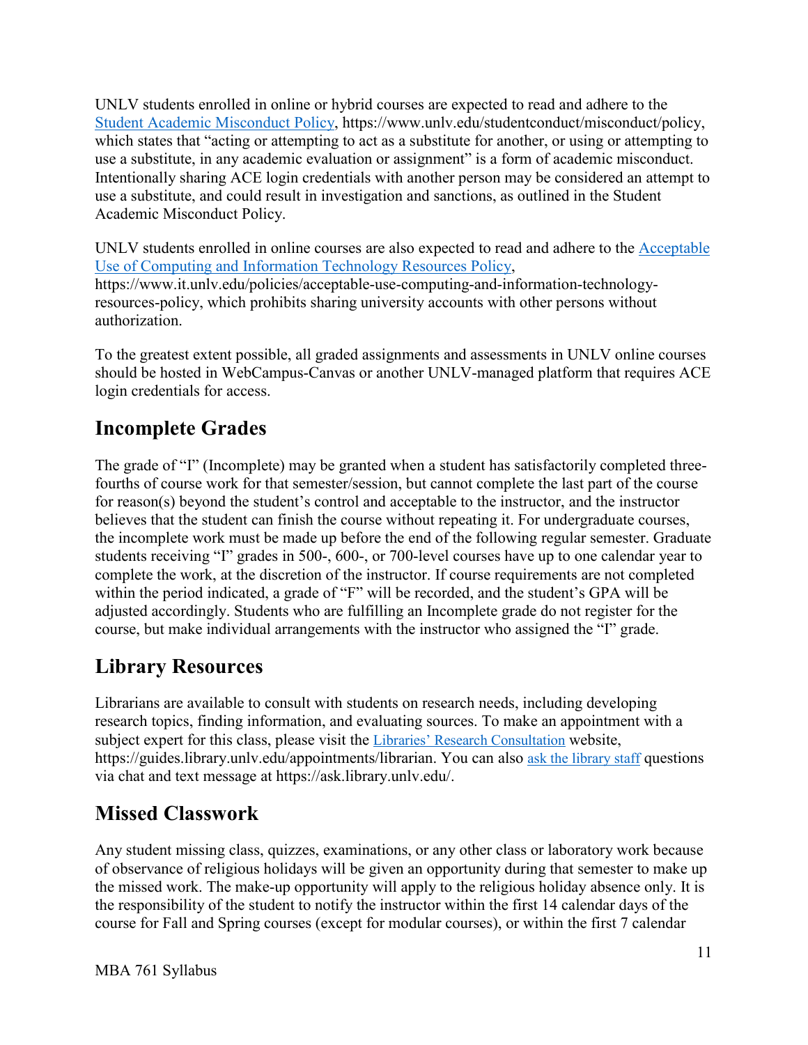UNLV students enrolled in online or hybrid courses are expected to read and adhere to the [Student Academic Misconduct Policy](https://www.unlv.edu/studentconduct/misconduct/policy), https://www.unlv.edu/studentconduct/misconduct/policy, which states that "acting or attempting to act as a substitute for another, or using or attempting to use a substitute, in any academic evaluation or assignment" is a form of academic misconduct. Intentionally sharing ACE login credentials with another person may be considered an attempt to use a substitute, and could result in investigation and sanctions, as outlined in the Student Academic Misconduct Policy.

UNLV students enrolled in online courses are also expected to read and adhere to the [Acceptable Use of Computing and Information Technology Resources Policy](https://www.it.unlv.edu/policies/acceptable-use-computing-and-information-technology-resources-policy), https://www.it.unlv.edu/policies/acceptable-use-computing-and-information-technology-resources-policy, which prohibits sharing university accounts with other persons without authorization.

To the greatest extent possible, all graded assignments and assessments in UNLV online courses should be hosted in WebCampus-Canvas or another UNLV-managed platform that requires ACE login credentials for access.

## Incomplete Grades

The grade of "I" (Incomplete) may be granted when a student has satisfactorily completed three-fourths of course work for that semester/session, but cannot complete the last part of the course for reason(s) beyond the student's control and acceptable to the instructor, and the instructor believes that the student can finish the course without repeating it. For undergraduate courses, the incomplete work must be made up before the end of the following regular semester. Graduate students receiving "I" grades in 500-, 600-, or 700-level courses have up to one calendar year to complete the work, at the discretion of the instructor. If course requirements are not completed within the period indicated, a grade of "F" will be recorded, and the student's GPA will be adjusted accordingly. Students who are fulfilling an Incomplete grade do not register for the course, but make individual arrangements with the instructor who assigned the "I" grade.

## Library Resources

Librarians are available to consult with students on research needs, including developing research topics, finding information, and evaluating sources. To make an appointment with a subject expert for this class, please visit the [Libraries' Research Consultation](https://guides.library.unlv.edu/appointments/librarian) website, https://guides.library.unlv.edu/appointments/librarian. You can also [ask the library staff](https://ask.library.unlv.edu/) questions via chat and text message at https://ask.library.unlv.edu/.

## Missed Classwork

Any student missing class, quizzes, examinations, or any other class or laboratory work because of observance of religious holidays will be given an opportunity during that semester to make up the missed work. The make-up opportunity will apply to the religious holiday absence only. It is the responsibility of the student to notify the instructor within the first 14 calendar days of the course for Fall and Spring courses (except for modular courses), or within the first 7 calendar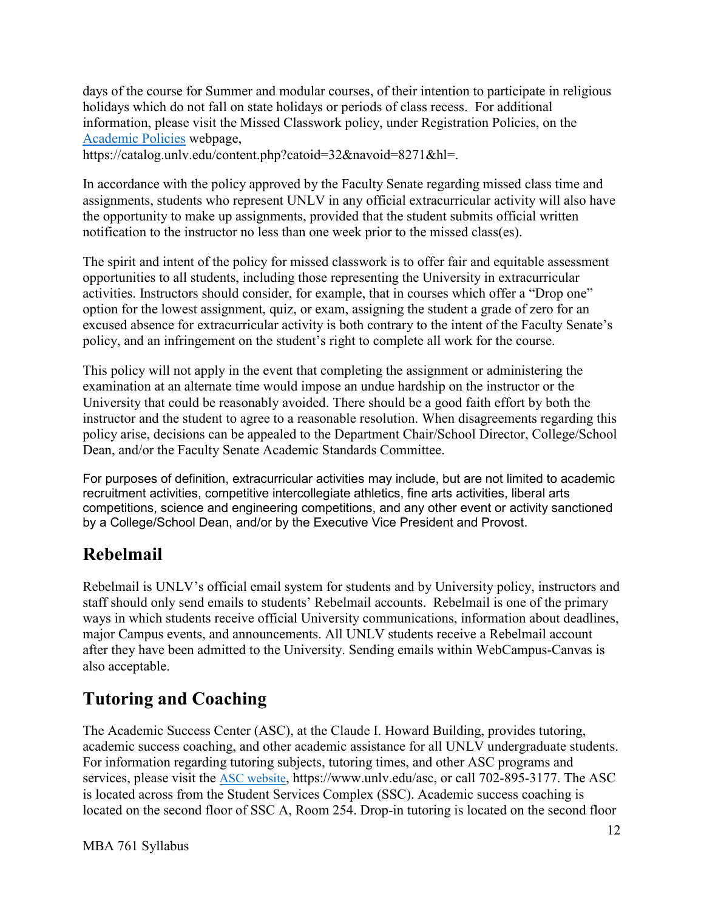days of the course for Summer and modular courses, of their intention to participate in religious holidays which do not fall on state holidays or periods of class recess. For additional information, please visit the Missed Classwork policy, under Registration Policies, on the Academic Policies webpage, https://catalog.unlv.edu/content.php?catoid=32&navoid=8271&hl=.

In accordance with the policy approved by the Faculty Senate regarding missed class time and assignments, students who represent UNLV in any official extracurricular activity will also have the opportunity to make up assignments, provided that the student submits official written notification to the instructor no less than one week prior to the missed class(es).

The spirit and intent of the policy for missed classwork is to offer fair and equitable assessment opportunities to all students, including those representing the University in extracurricular activities. Instructors should consider, for example, that in courses which offer a "Drop one" option for the lowest assignment, quiz, or exam, assigning the student a grade of zero for an excused absence for extracurricular activity is both contrary to the intent of the Faculty Senate's policy, and an infringement on the student's right to complete all work for the course.

This policy will not apply in the event that completing the assignment or administering the examination at an alternate time would impose an undue hardship on the instructor or the University that could be reasonably avoided. There should be a good faith effort by both the instructor and the student to agree to a reasonable resolution. When disagreements regarding this policy arise, decisions can be appealed to the Department Chair/School Director, College/School Dean, and/or the Faculty Senate Academic Standards Committee.

For purposes of definition, extracurricular activities may include, but are not limited to academic recruitment activities, competitive intercollegiate athletics, fine arts activities, liberal arts competitions, science and engineering competitions, and any other event or activity sanctioned by a College/School Dean, and/or by the Executive Vice President and Provost.

## Rebelmail

Rebelmail is UNLV's official email system for students and by University policy, instructors and staff should only send emails to students' Rebelmail accounts. Rebelmail is one of the primary ways in which students receive official University communications, information about deadlines, major Campus events, and announcements. All UNLV students receive a Rebelmail account after they have been admitted to the University. Sending emails within WebCampus-Canvas is also acceptable.

## Tutoring and Coaching

The Academic Success Center (ASC), at the Claude I. Howard Building, provides tutoring, academic success coaching, and other academic assistance for all UNLV undergraduate students. For information regarding tutoring subjects, tutoring times, and other ASC programs and services, please visit the ASC website, https://www.unlv.edu/asc, or call 702-895-3177. The ASC is located across from the Student Services Complex (SSC). Academic success coaching is located on the second floor of SSC A, Room 254. Drop-in tutoring is located on the second floor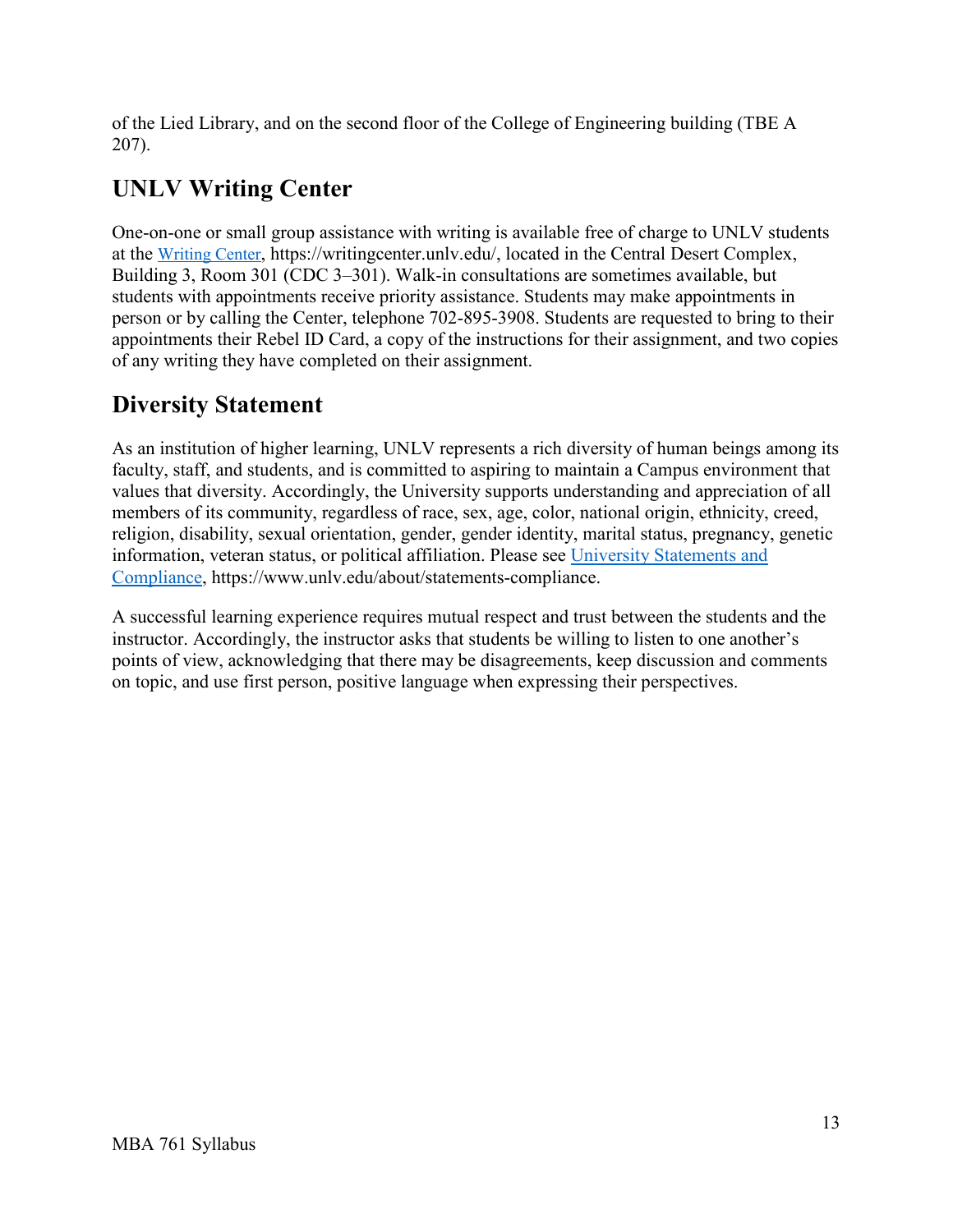of the Lied Library, and on the second floor of the College of Engineering building (TBE A 207).

## UNLV Writing Center

One-on-one or small group assistance with writing is available free of charge to UNLV students at the Writing Center, https://writingcenter.unlv.edu/, located in the Central Desert Complex, Building 3, Room 301 (CDC 3–301). Walk-in consultations are sometimes available, but students with appointments receive priority assistance. Students may make appointments in person or by calling the Center, telephone 702-895-3908. Students are requested to bring to their appointments their Rebel ID Card, a copy of the instructions for their assignment, and two copies of any writing they have completed on their assignment.

## Diversity Statement

As an institution of higher learning, UNLV represents a rich diversity of human beings among its faculty, staff, and students, and is committed to aspiring to maintain a Campus environment that values that diversity. Accordingly, the University supports understanding and appreciation of all members of its community, regardless of race, sex, age, color, national origin, ethnicity, creed, religion, disability, sexual orientation, gender, gender identity, marital status, pregnancy, genetic information, veteran status, or political affiliation. Please see University Statements and Compliance, https://www.unlv.edu/about/statements-compliance.

A successful learning experience requires mutual respect and trust between the students and the instructor. Accordingly, the instructor asks that students be willing to listen to one another's points of view, acknowledging that there may be disagreements, keep discussion and comments on topic, and use first person, positive language when expressing their perspectives.